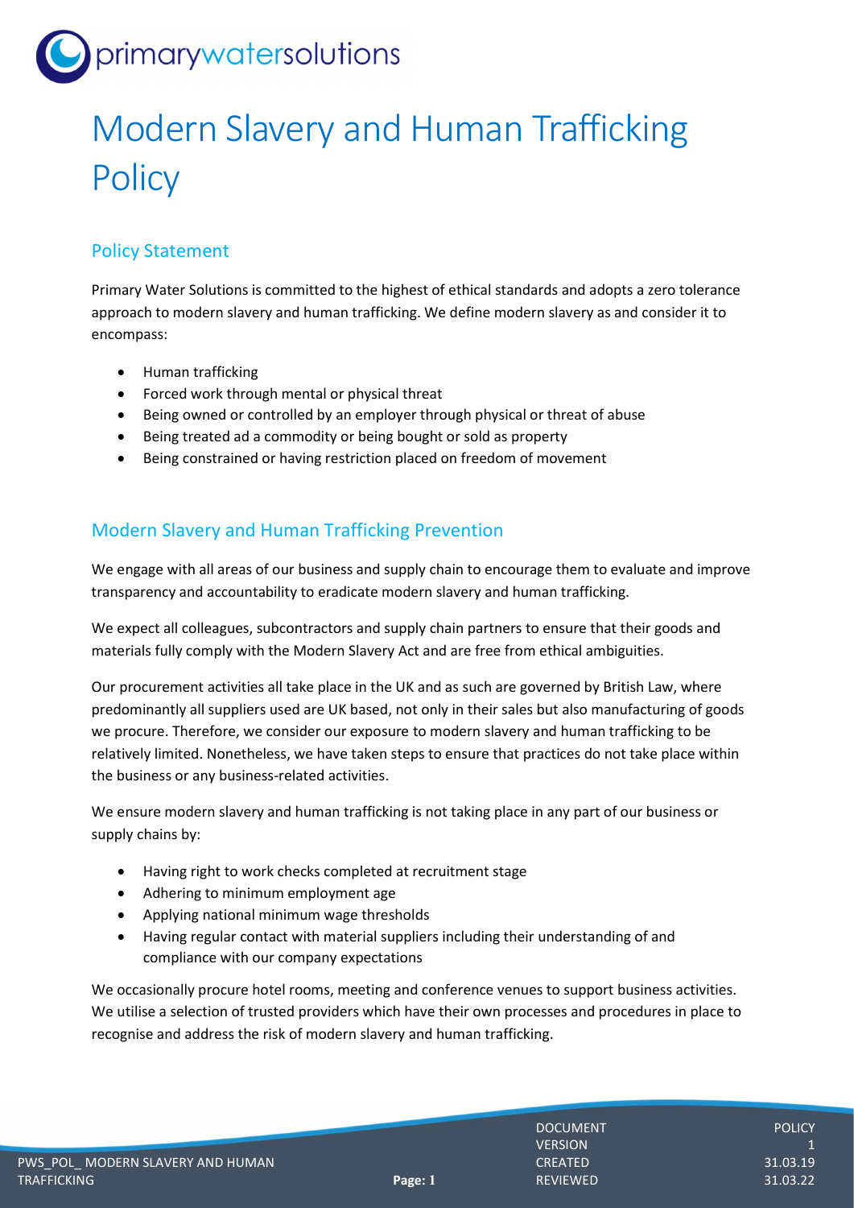# Modern Slavery and Human Trafficking Policy

## Policy Statement

Primary Water Solutions is committed to the highest of ethical standards and adopts a zero tolerance approach to modern slavery and human trafficking. We define modern slavery as and consider it to encompass:

- Human trafficking
- Forced work through mental or physical threat
- Being owned or controlled by an employer through physical or threat of abuse
- Being treated ad a commodity or being bought or sold as property
- Being constrained or having restriction placed on freedom of movement

## Modern Slavery and Human Trafficking Prevention

We engage with all areas of our business and supply chain to encourage them to evaluate and improve transparency and accountability to eradicate modern slavery and human trafficking.

We expect all colleagues, subcontractors and supply chain partners to ensure that their goods and materials fully comply with the Modern Slavery Act and are free from ethical ambiguities.

Our procurement activities all take place in the UK and as such are governed by British Law, where predominantly all suppliers used are UK based, not only in their sales but also manufacturing of goods we procure. Therefore, we consider our exposure to modern slavery and human trafficking to be relatively limited. Nonetheless, we have taken steps to ensure that practices do not take place within the business or any business-related activities.

We ensure modern slavery and human trafficking is not taking place in any part of our business or supply chains by:

- Having right to work checks completed at recruitment stage
- Adhering to minimum employment age
- Applying national minimum wage thresholds
- Having regular contact with material suppliers including their understanding of and compliance with our company expectations

We occasionally procure hotel rooms, meeting and conference venues to support business activities. We utilise a selection of trusted providers which have their own processes and procedures in place to recognise and address the risk of modern slavery and human trafficking.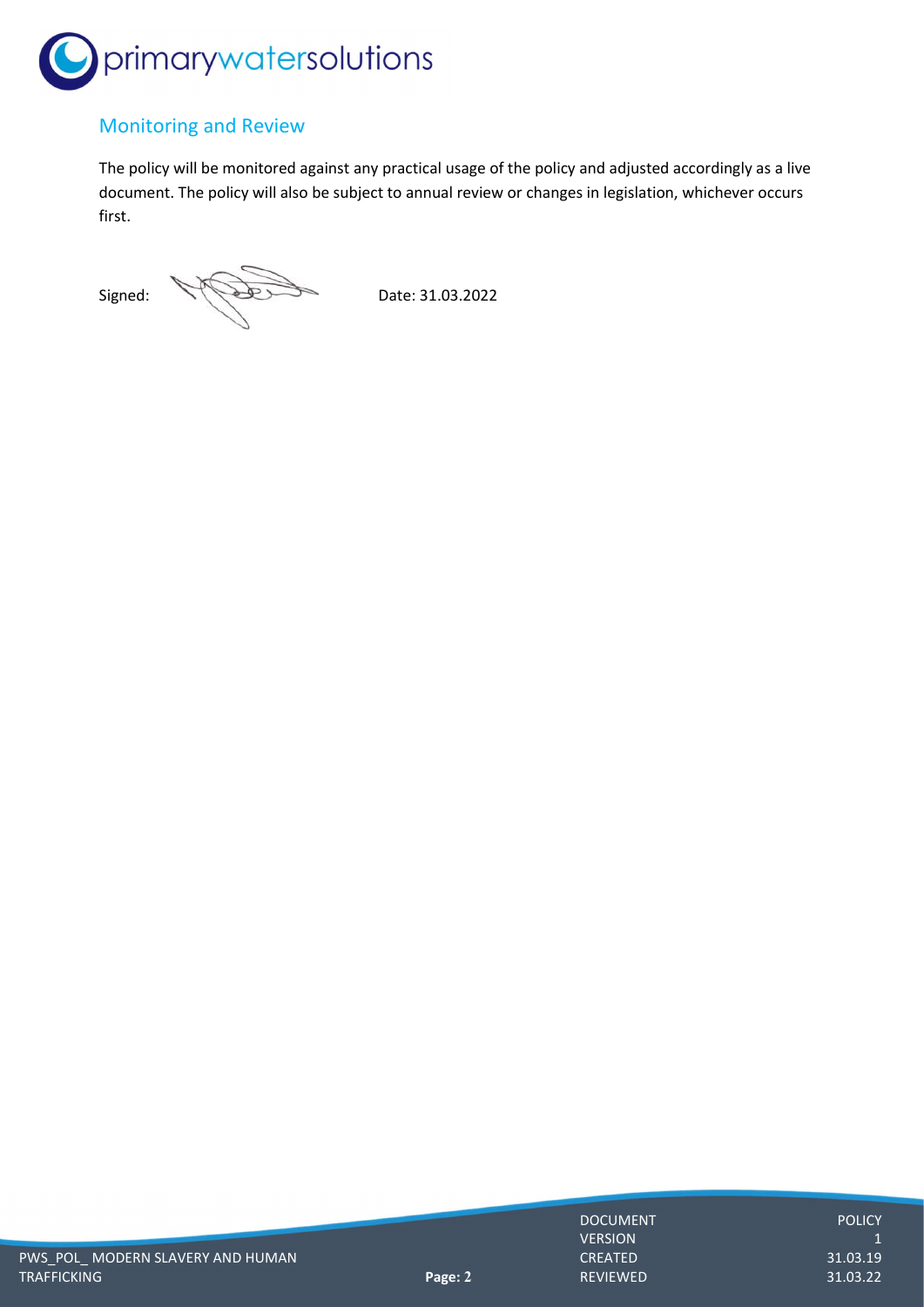## Monitoring and Review

The policy will be monitored against any practical usage of the policy and adjusted accordingly as a live document. The policy will also be subject to annual review or changes in legislation, whichever occurs first.

Signed: Date: 31.03.2022